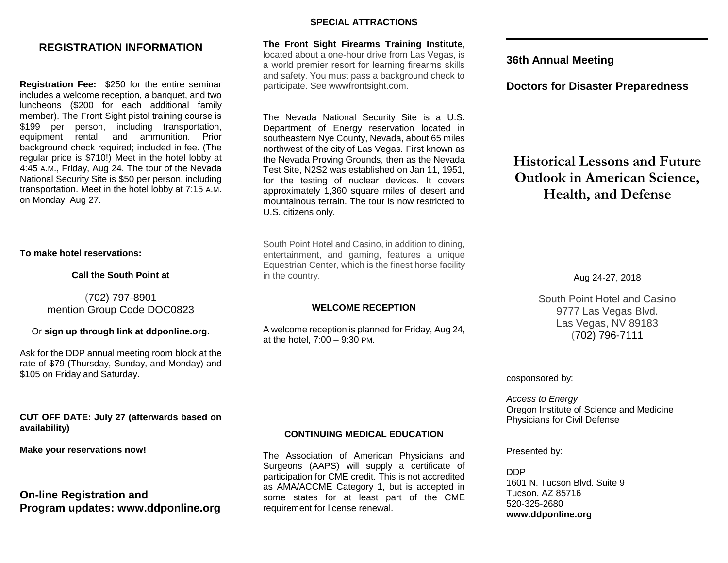## REGISTRATION INFORMATION

**Registration Fee:** $250 for the entire seminar includes a welcome reception, a banquet, and two luncheons ($200 for each additional family member). The Front Sight pistol training course is $199 per person, including transportation, equipment rental, and ammunition. Prior background check required; included in fee. (The regular price is $710!) Meet in the hotel lobby at 4:45 A.M., Friday, Aug 24. The tour of the Nevada National Security Site is $50 per person, including transportation. Meet in the hotel lobby at 7:15 A.M. on Monday, Aug 27.

**To make hotel reservations:**

**Call the South Point at**

(702) 797-8901
mention Group Code DOC0823

Or **sign up through link at ddponline.org**.

Ask for the DDP annual meeting room block at the rate of $79 (Thursday, Sunday, and Monday) and $105 on Friday and Saturday.

**CUT OFF DATE: July 27 (afterwards based on availability)**

**Make your reservations now!**

### On-line Registration and Program updates: www.ddponline.org

## SPECIAL ATTRACTIONS

**The Front Sight Firearms Training Institute**, located about a one-hour drive from Las Vegas, is a world premier resort for learning firearms skills and safety. You must pass a background check to participate. See wwwfrontsight.com.

The Nevada National Security Site is a U.S. Department of Energy reservation located in southeastern Nye County, Nevada, about 65 miles northwest of the city of Las Vegas. First known as the Nevada Proving Grounds, then as the Nevada Test Site, N2S2 was established on Jan 11, 1951, for the testing of nuclear devices. It covers approximately 1,360 square miles of desert and mountainous terrain. The tour is now restricted to U.S. citizens only.

South Point Hotel and Casino, in addition to dining, entertainment, and gaming, features a unique Equestrian Center, which is the finest horse facility in the country.

## WELCOME RECEPTION

A welcome reception is planned for Friday, Aug 24, at the hotel, 7:00 – 9:30 PM.

## CONTINUING MEDICAL EDUCATION

The Association of American Physicians and Surgeons (AAPS) will supply a certificate of participation for CME credit. This is not accredited as AMA/ACCME Category 1, but is accepted in some states for at least part of the CME requirement for license renewal.

**36th Annual Meeting**

**Doctors for Disaster Preparedness**

# Historical Lessons and Future Outlook in American Science, Health, and Defense

Aug 24-27, 2018

South Point Hotel and Casino
9777 Las Vegas Blvd.
Las Vegas, NV 89183
(702) 796-7111

cosponsored by:

*Access to Energy*
Oregon Institute of Science and Medicine
Physicians for Civil Defense

Presented by:

DDP
1601 N. Tucson Blvd. Suite 9
Tucson, AZ 85716
520-325-2680
**www.ddponline.org**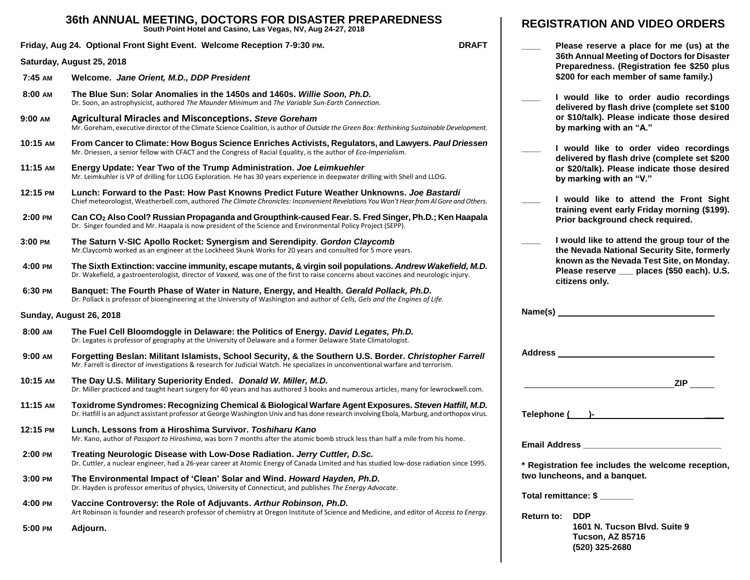# 36th ANNUAL MEETING, DOCTORS FOR DISASTER PREPAREDNESS

**South Point Hotel and Casino, Las Vegas, NV, Aug 24-27, 2018**

**Friday, Aug 24. Optional Front Sight Event. Welcome Reception 7-9:30 PM.** **DRAFT**

## Saturday, August 25, 2018

**7:45 AM** **Welcome.** ***Jane Orient, M.D., DDP President***

**8:00 AM** **The Blue Sun: Solar Anomalies in the 1450s and 1460s.** ***Willie Soon, Ph.D.***
Dr. Soon, an astrophysicist, authored *The Maunder Minimum* and *The Variable Sun-Earth Connection*.

**9:00 AM** **Agricultural Miracles and Misconceptions.** ***Steve Goreham***
Mr. Goreham, executive director of the Climate Science Coalition, is author of *Outside the Green Box: Rethinking Sustainable Development.*

**10:15 AM** **From Cancer to Climate: How Bogus Science Enriches Activists, Regulators, and Lawyers.** ***Paul Driessen***
Mr. Driessen, a senior fellow with CFACT and the Congress of Racial Equality, is the author of *Eco-Imperialism*.

**11:15 AM** **Energy Update: Year Two of the Trump Administration.** ***Joe Leimkuehler***
Mr. Leimkuhler is VP of drilling for LLOG Exploration. He has 30 years experience in deepwater drilling with Shell and LLOG.

**12:15 PM** **Lunch: Forward to the Past: How Past Knowns Predict Future Weather Unknowns.** ***Joe Bastardi***
Chief meteorologist, Weatherbell.com, authored *The Climate Chronicles: Inconvenient Revelations You Won't Hear from Al Gore and Others.*

**2:00 PM** **Can $CO_2$ Also Cool? Russian Propaganda and Groupthink-caused Fear. S. Fred Singer, Ph.D.; Ken Haapala**
Dr. Singer founded and Mr. Haapala is now president of the Science and Environmental Policy Project (SEPP).

**3:00 PM** **The Saturn V-SIC Apollo Rocket: Synergism and Serendipity.** ***Gordon Claycomb***
Mr.Claycomb worked as an engineer at the Lockheed Skunk Works for 20 years and consulted for 5 more years.

**4:00 PM** **The Sixth Extinction: vaccine immunity, escape mutants, & virgin soil populations.** ***Andrew Wakefield, M.D.***
Dr. Wakefield, a gastroenterologist, director of *Vaxxed,* was one of the first to raise concerns about vaccines and neurologic injury.

**6:30 PM** **Banquet: The Fourth Phase of Water in Nature, Energy, and Health.** ***Gerald Pollack, Ph.D.***
Dr. Pollack is professor of bioengineering at the University of Washington and author of *Cells, Gels and the Engines of Life.*

## Sunday, August 26, 2018

**8:00 AM** **The Fuel Cell Bloomdoggle in Delaware: the Politics of Energy.** ***David Legates, Ph.D.***
Dr. Legates is professor of geography at the University of Delaware and a former Delaware State Climatologist.

**9:00 AM** **Forgetting Beslan: Militant Islamists, School Security, & the Southern U.S. Border.** ***Christopher Farrell***
Mr. Farrell is director of investigations & research for Judicial Watch. He specializes in unconventional warfare and terrorism.

**10:15 AM** **The Day U.S. Military Superiority Ended.** ***Donald W. Miller, M.D.***
Dr. Miller practiced and taught heart surgery for 40 years and has authored 3 books and numerous articles, many for lewrockwell.com.

**11:15 AM** **Toxidrome Syndromes: Recognizing Chemical & Biological Warfare Agent Exposures.** ***Steven Hatfill, M.D.***
Dr. Hatfill is an adjunct assistant professor at George Washington Univ and has done research involving Ebola, Marburg, and orthopox virus.

**12:15 PM** **Lunch. Lessons from a Hiroshima Survivor.** ***Toshiharu Kano***
Mr. Kano, author of *Passport to Hiroshima*, was born 7 months after the atomic bomb struck less than half a mile from his home.

**2:00 PM** **Treating Neurologic Disease with Low-Dose Radiation.** ***Jerry Cuttler, D.Sc.***
Dr. Cuttler, a nuclear engineer, had a 26-year career at Atomic Energy of Canada Limited and has studied low-dose radiation since 1995.

**3:00 PM** **The Environmental Impact of 'Clean' Solar and Wind.** ***Howard Hayden, Ph.D.***
Dr. Hayden is professor emeritus of physics, University of Connecticut, and publishes *The Energy Advocate*.

**4:00 PM** **Vaccine Controversy: the Role of Adjuvants.** ***Arthur Robinson, Ph.D.***
Art Robinson is founder and research professor of chemistry at Oregon Institute of Science and Medicine, and editor of *Access to Energy*.

**5:00 PM** **Adjourn.**

## REGISTRATION AND VIDEO ORDERS

____ **Please reserve a place for me (us) at the 36th Annual Meeting of Doctors for Disaster Preparedness. (Registration fee $250 plus $200 for each member of same family.)**

____ **I would like to order audio recordings delivered by flash drive (complete set $100 or $10/talk). Please indicate those desired by marking with an "A."**

____ **I would like to order video recordings delivered by flash drive (complete set $200 or $20/talk). Please indicate those desired by marking with an "V."**

____ **I would like to attend the Front Sight training event early Friday morning ($199). Prior background check required.**

____ **I would like to attend the group tour of the the Nevada National Security Site, formerly known as the Nevada Test Site, on Monday. Please reserve ___ places ($50 each). U.S. citizens only.**

**Name(s)** ____________________

**Address** ____________________

____________________ **ZIP** ______

**Telephone (____)-** ____________________

**Email Address** ____________________

**\* Registration fee includes the welcome reception, two luncheons, and a banquet.**

**Total remittance: $** _______

**Return to:** **DDP**
**1601 N. Tucson Blvd. Suite 9**
**Tucson, AZ 85716**
**(520) 325-2680**